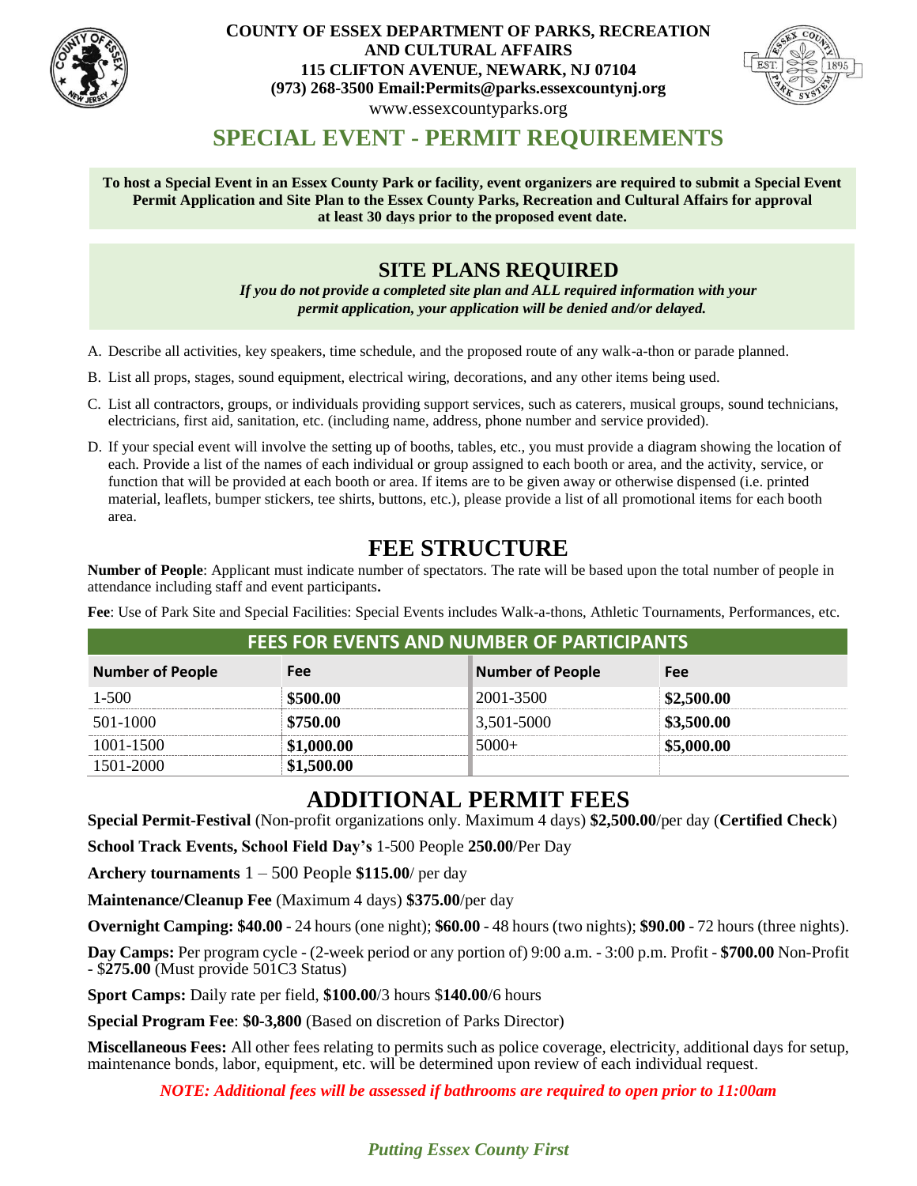**COUNTY OF ESSEX DEPARTMENT OF PARKS, RECREATION AND CULTURAL AFFAIRS**
**115 CLIFTON AVENUE, NEWARK, NJ 07104**
**(973) 268-3500 Email:Permits@parks.essexcountynj.org**
www.essexcountyparks.org

# SPECIAL EVENT - PERMIT REQUIREMENTS

**To host a Special Event in an Essex County Park or facility, event organizers are required to submit a Special Event Permit Application and Site Plan to the Essex County Parks, Recreation and Cultural Affairs for approval at least 30 days prior to the proposed event date.**

## SITE PLANS REQUIRED

***If you do not provide a completed site plan and ALL required information with your permit application, your application will be denied and/or delayed.***

A. Describe all activities, key speakers, time schedule, and the proposed route of any walk-a-thon or parade planned.

B. List all props, stages, sound equipment, electrical wiring, decorations, and any other items being used.

C. List all contractors, groups, or individuals providing support services, such as caterers, musical groups, sound technicians, electricians, first aid, sanitation, etc. (including name, address, phone number and service provided).

D. If your special event will involve the setting up of booths, tables, etc., you must provide a diagram showing the location of each. Provide a list of the names of each individual or group assigned to each booth or area, and the activity, service, or function that will be provided at each booth or area. If items are to be given away or otherwise dispensed (i.e. printed material, leaflets, bumper stickers, tee shirts, buttons, etc.), please provide a list of all promotional items for each booth area.

## FEE STRUCTURE

**Number of People**: Applicant must indicate number of spectators. The rate will be based upon the total number of people in attendance including staff and event participants**.**

**Fee**: Use of Park Site and Special Facilities: Special Events includes Walk-a-thons, Athletic Tournaments, Performances, etc.

| FEES FOR EVENTS AND NUMBER OF PARTICIPANTS | | | |
|---|---|---|---|
| **Number of People** | **Fee** | **Number of People** | **Fee** |
| 1-500 | **$500.00** | 2001-3500 | **$2,500.00** |
| 501-1000 | **$750.00** | 3,501-5000 | **$3,500.00** |
| 1001-1500 | **$1,000.00** | 5000+ | **$5,000.00** |
| 1501-2000 | **$1,500.00** | | |

## ADDITIONAL PERMIT FEES

**Special Permit-Festival** (Non-profit organizations only. Maximum 4 days) **$2,500.00**/per day (**Certified Check**)

**School Track Events, School Field Day's** 1-500 People **250.00**/Per Day

**Archery tournaments** 1 – 500 People **$115.00**/ per day

**Maintenance/Cleanup Fee** (Maximum 4 days) **$375.00**/per day

**Overnight Camping: $40.00** - 24 hours (one night); **$60.00** - 48 hours (two nights); **$90.00** - 72 hours (three nights).

**Day Camps:** Per program cycle - (2-week period or any portion of) 9:00 a.m. - 3:00 p.m. Profit - **$700.00** Non-Profit - $**275.00** (Must provide 501C3 Status)

**Sport Camps:** Daily rate per field, **$100.00**/3 hours $**140.00**/6 hours

**Special Program Fee**: **$0-3,800** (Based on discretion of Parks Director)

**Miscellaneous Fees:** All other fees relating to permits such as police coverage, electricity, additional days for setup, maintenance bonds, labor, equipment, etc. will be determined upon review of each individual request.

***NOTE: Additional fees will be assessed if bathrooms are required to open prior to 11:00am***

***Putting Essex County First***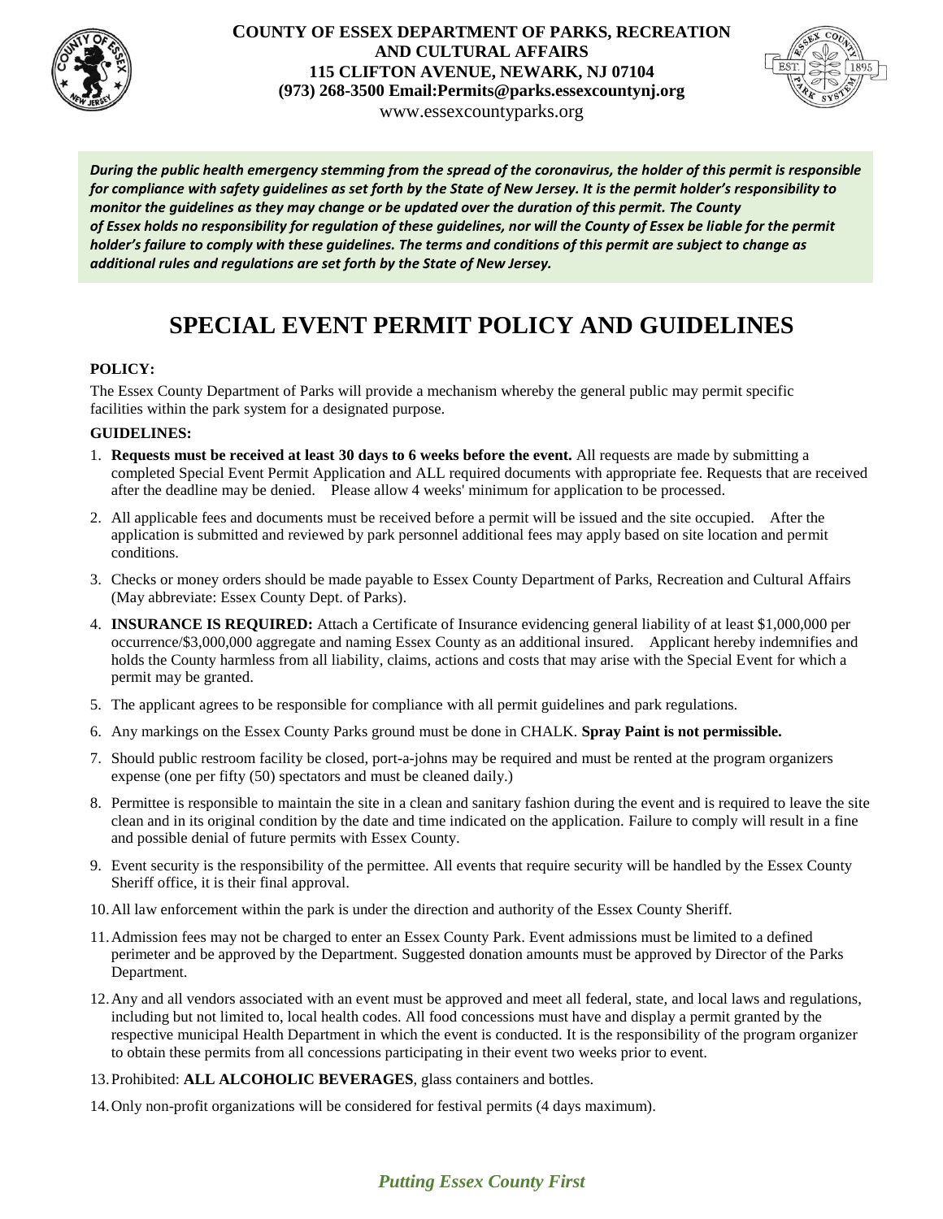**COUNTY OF ESSEX DEPARTMENT OF PARKS, RECREATION AND CULTURAL AFFAIRS**
**115 CLIFTON AVENUE, NEWARK, NJ 07104**
**(973) 268-3500 Email:Permits@parks.essexcountynj.org**
www.essexcountyparks.org

***During the public health emergency stemming from the spread of the coronavirus, the holder of this permit is responsible for compliance with safety guidelines as set forth by the State of New Jersey. It is the permit holder's responsibility to monitor the guidelines as they may change or be updated over the duration of this permit. The County of Essex holds no responsibility for regulation of these guidelines, nor will the County of Essex be liable for the permit holder's failure to comply with these guidelines. The terms and conditions of this permit are subject to change as additional rules and regulations are set forth by the State of New Jersey.***

# SPECIAL EVENT PERMIT POLICY AND GUIDELINES

**POLICY:**

The Essex County Department of Parks will provide a mechanism whereby the general public may permit specific facilities within the park system for a designated purpose.

**GUIDELINES:**

1. **Requests must be received at least 30 days to 6 weeks before the event.** All requests are made by submitting a completed Special Event Permit Application and ALL required documents with appropriate fee. Requests that are received after the deadline may be denied. Please allow 4 weeks' minimum for application to be processed.
2. All applicable fees and documents must be received before a permit will be issued and the site occupied. After the application is submitted and reviewed by park personnel additional fees may apply based on site location and permit conditions.
3. Checks or money orders should be made payable to Essex County Department of Parks, Recreation and Cultural Affairs (May abbreviate: Essex County Dept. of Parks).
4. **INSURANCE IS REQUIRED:** Attach a Certificate of Insurance evidencing general liability of at least $1,000,000 per occurrence/$3,000,000 aggregate and naming Essex County as an additional insured. Applicant hereby indemnifies and holds the County harmless from all liability, claims, actions and costs that may arise with the Special Event for which a permit may be granted.
5. The applicant agrees to be responsible for compliance with all permit guidelines and park regulations.
6. Any markings on the Essex County Parks ground must be done in CHALK. **Spray Paint is not permissible.**
7. Should public restroom facility be closed, port-a-johns may be required and must be rented at the program organizers expense (one per fifty (50) spectators and must be cleaned daily.)
8. Permittee is responsible to maintain the site in a clean and sanitary fashion during the event and is required to leave the site clean and in its original condition by the date and time indicated on the application. Failure to comply will result in a fine and possible denial of future permits with Essex County.
9. Event security is the responsibility of the permittee. All events that require security will be handled by the Essex County Sheriff office, it is their final approval.
10. All law enforcement within the park is under the direction and authority of the Essex County Sheriff.
11. Admission fees may not be charged to enter an Essex County Park. Event admissions must be limited to a defined perimeter and be approved by the Department. Suggested donation amounts must be approved by Director of the Parks Department.
12. Any and all vendors associated with an event must be approved and meet all federal, state, and local laws and regulations, including but not limited to, local health codes. All food concessions must have and display a permit granted by the respective municipal Health Department in which the event is conducted. It is the responsibility of the program organizer to obtain these permits from all concessions participating in their event two weeks prior to event.
13. Prohibited: **ALL ALCOHOLIC BEVERAGES**, glass containers and bottles.
14. Only non-profit organizations will be considered for festival permits (4 days maximum).

***Putting Essex County First***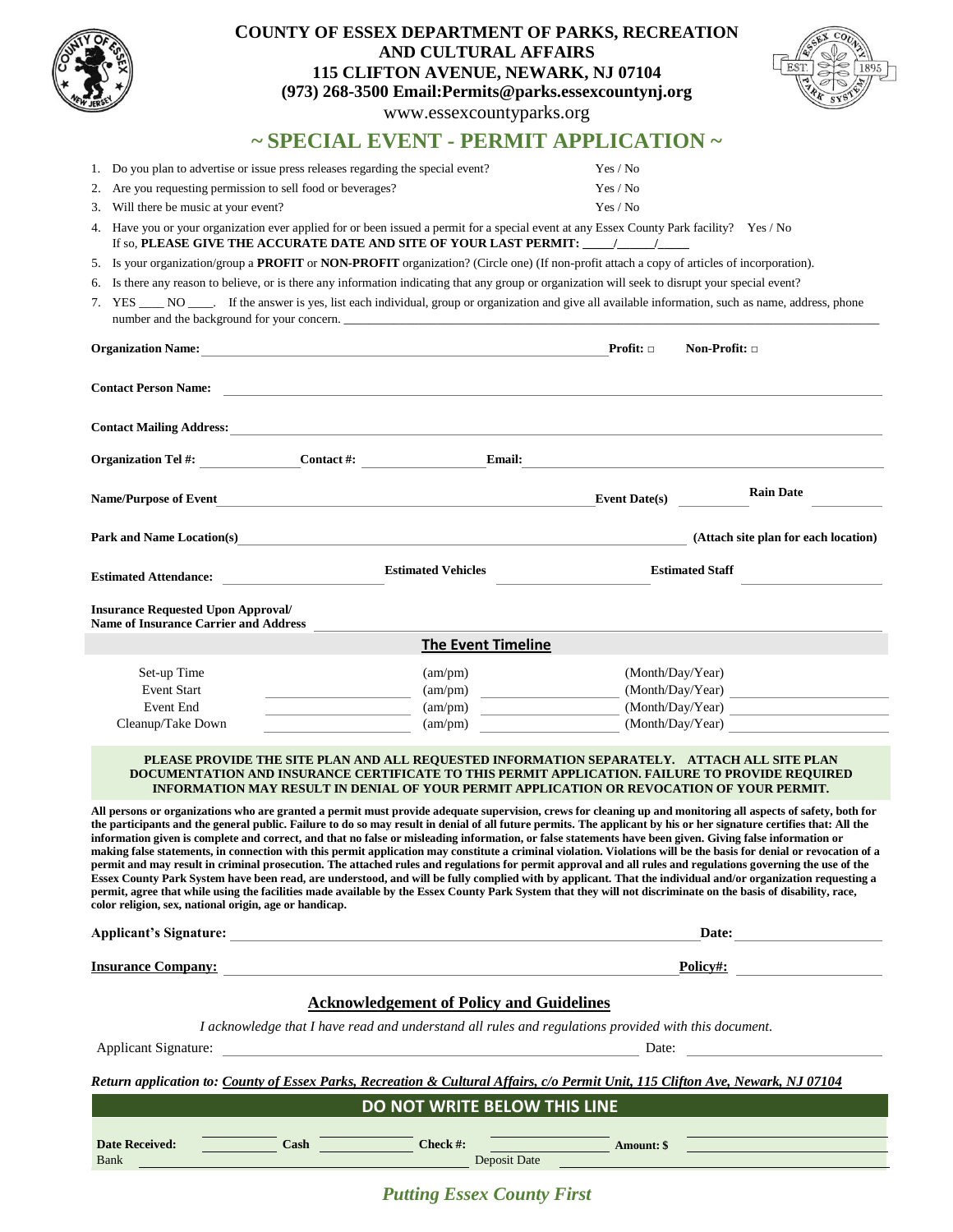# COUNTY OF ESSEX DEPARTMENT OF PARKS, RECREATION AND CULTURAL AFFAIRS

**115 CLIFTON AVENUE, NEWARK, NJ 07104**
**(973) 268-3500 Email:Permits@parks.essexcountynj.org**
www.essexcountyparks.org

## ~ SPECIAL EVENT - PERMIT APPLICATION ~

1. Do you plan to advertise or issue press releases regarding the special event? Yes / No
2. Are you requesting permission to sell food or beverages? Yes / No
3. Will there be music at your event? Yes / No
4. Have you or your organization ever applied for or been issued a permit for a special event at any Essex County Park facility? Yes / No
   If so, **PLEASE GIVE THE ACCURATE DATE AND SITE OF YOUR LAST PERMIT: \_\_\_\_/\_\_\_\_\_/\_\_\_\_\_**
5. Is your organization/group a **PROFIT** or **NON-PROFIT** organization? (Circle one) (If non-profit attach a copy of articles of incorporation).
6. Is there any reason to believe, or is there any information indicating that any group or organization will seek to disrupt your special event?
7. YES \_\_\_\_ NO \_\_\_\_. If the answer is yes, list each individual, group or organization and give all available information, such as name, address, phone number and the background for your concern. \_\_\_\_\_\_\_\_\_\_\_\_\_\_\_\_\_\_\_\_

**Organization Name:** \_\_\_\_\_\_\_\_\_\_\_\_\_\_\_\_\_\_\_\_ **Profit:** □ **Non-Profit:** □

**Contact Person Name:** \_\_\_\_\_\_\_\_\_\_\_\_\_\_\_\_\_\_\_\_

**Contact Mailing Address:** \_\_\_\_\_\_\_\_\_\_\_\_\_\_\_\_\_\_\_\_

**Organization Tel #:** \_\_\_\_\_\_\_\_ **Contact #:** \_\_\_\_\_\_\_\_ **Email:** \_\_\_\_\_\_\_\_\_\_\_\_\_\_\_\_\_\_\_\_

**Name/Purpose of Event** \_\_\_\_\_\_\_\_\_\_\_\_\_\_\_\_\_\_\_\_ **Event Date(s)** \_\_\_\_\_\_\_\_ **Rain Date** \_\_\_\_\_\_\_\_

**Park and Name Location(s)** \_\_\_\_\_\_\_\_\_\_\_\_\_\_\_\_\_\_\_\_ **(Attach site plan for each location)**

**Estimated Attendance:** \_\_\_\_\_\_\_\_ **Estimated Vehicles** \_\_\_\_\_\_\_\_ **Estimated Staff** \_\_\_\_\_\_\_\_

**Insurance Requested Upon Approval/ Name of Insurance Carrier and Address** \_\_\_\_\_\_\_\_\_\_\_\_\_\_\_\_\_\_\_\_

### The Event Timeline

| | | | | | |
|---|---|---|---|---|---|
| Set-up Time | | (am/pm) | | (Month/Day/Year) | |
| Event Start | | (am/pm) | | (Month/Day/Year) | |
| Event End | | (am/pm) | | (Month/Day/Year) | |
| Cleanup/Take Down | | (am/pm) | | (Month/Day/Year) | |

**PLEASE PROVIDE THE SITE PLAN AND ALL REQUESTED INFORMATION SEPARATELY. ATTACH ALL SITE PLAN DOCUMENTATION AND INSURANCE CERTIFICATE TO THIS PERMIT APPLICATION. FAILURE TO PROVIDE REQUIRED INFORMATION MAY RESULT IN DENIAL OF YOUR PERMIT APPLICATION OR REVOCATION OF YOUR PERMIT.**

**All persons or organizations who are granted a permit must provide adequate supervision, crews for cleaning up and monitoring all aspects of safety, both for the participants and the general public. Failure to do so may result in denial of all future permits. The applicant by his or her signature certifies that: All the information given is complete and correct, and that no false or misleading information, or false statements have been given. Giving false information or making false statements, in connection with this permit application may constitute a criminal violation. Violations will be the basis for denial or revocation of a permit and may result in criminal prosecution. The attached rules and regulations for permit approval and all rules and regulations governing the use of the Essex County Park System have been read, are understood, and will be fully complied with by applicant. That the individual and/or organization requesting a permit, agree that while using the facilities made available by the Essex County Park System that they will not discriminate on the basis of disability, race, color religion, sex, national origin, age or handicap.**

**Applicant's Signature:** \_\_\_\_\_\_\_\_\_\_\_\_\_\_\_\_\_\_\_\_ **Date:** \_\_\_\_\_\_\_\_

**Insurance Company:** \_\_\_\_\_\_\_\_\_\_\_\_\_\_\_\_\_\_\_\_ **Policy#:** \_\_\_\_\_\_\_\_

### Acknowledgement of Policy and Guidelines

*I acknowledge that I have read and understand all rules and regulations provided with this document.*

Applicant Signature: \_\_\_\_\_\_\_\_\_\_\_\_\_\_\_\_\_\_\_\_ Date: \_\_\_\_\_\_\_\_

***Return application to:*** ***County of Essex Parks, Recreation & Cultural Affairs, c/o Permit Unit, 115 Clifton Ave, Newark, NJ 07104***

### DO NOT WRITE BELOW THIS LINE

**Date Received:** \_\_\_\_\_\_ **Cash** \_\_\_\_\_\_ **Check #:** \_\_\_\_\_\_ **Amount: $** \_\_\_\_\_\_

Bank \_\_\_\_\_\_\_\_\_\_ Deposit Date \_\_\_\_\_\_\_\_\_\_

***Putting Essex County First***